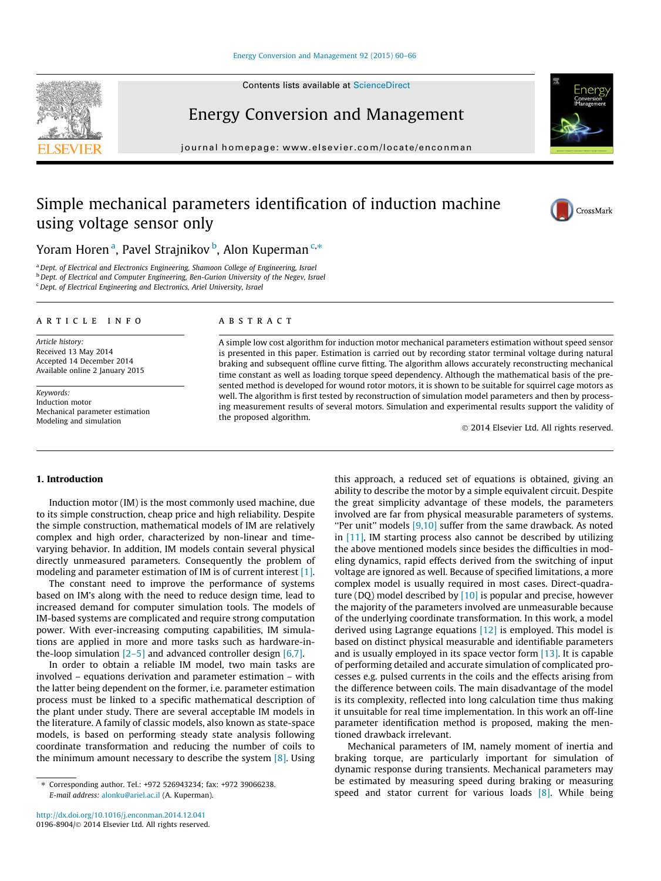# Simple mechanical parameters identification of induction machine using voltage sensor only

Yoram Horen [a], Pavel Strajnikov [b], Alon Kuperman [c,*]

[a] Dept. of Electrical and Electronics Engineering, Shamoon College of Engineering, Israel
[b] Dept. of Electrical and Computer Engineering, Ben-Gurion University of the Negev, Israel
[c] Dept. of Electrical Engineering and Electronics, Ariel University, Israel

## ARTICLE INFO

*Article history:*
Received 13 May 2014
Accepted 14 December 2014
Available online 2 January 2015

*Keywords:*
Induction motor
Mechanical parameter estimation
Modeling and simulation

## ABSTRACT

A simple low cost algorithm for induction motor mechanical parameters estimation without speed sensor is presented in this paper. Estimation is carried out by recording stator terminal voltage during natural braking and subsequent offline curve fitting. The algorithm allows accurately reconstructing mechanical time constant as well as loading torque speed dependency. Although the mathematical basis of the presented method is developed for wound rotor motors, it is shown to be suitable for squirrel cage motors as well. The algorithm is first tested by reconstruction of simulation model parameters and then by processing measurement results of several motors. Simulation and experimental results support the validity of the proposed algorithm.

© 2014 Elsevier Ltd. All rights reserved.

## 1. Introduction

Induction motor (IM) is the most commonly used machine, due to its simple construction, cheap price and high reliability. Despite the simple construction, mathematical models of IM are relatively complex and high order, characterized by non-linear and time-varying behavior. In addition, IM models contain several physical directly unmeasured parameters. Consequently the problem of modeling and parameter estimation of IM is of current interest [1].

The constant need to improve the performance of systems based on IM's along with the need to reduce design time, lead to increased demand for computer simulation tools. The models of IM-based systems are complicated and require strong computation power. With ever-increasing computing capabilities, IM simulations are applied in more and more tasks such as hardware-in-the-loop simulation [2–5] and advanced controller design [6,7].

In order to obtain a reliable IM model, two main tasks are involved – equations derivation and parameter estimation – with the latter being dependent on the former, i.e. parameter estimation process must be linked to a specific mathematical description of the plant under study. There are several acceptable IM models in the literature. A family of classic models, also known as state-space models, is based on performing steady state analysis following coordinate transformation and reducing the number of coils to the minimum amount necessary to describe the system [8]. Using this approach, a reduced set of equations is obtained, giving an ability to describe the motor by a simple equivalent circuit. Despite the great simplicity advantage of these models, the parameters involved are far from physical measurable parameters of systems. "Per unit" models [9,10] suffer from the same drawback. As noted in [11], IM starting process also cannot be described by utilizing the above mentioned models since besides the difficulties in modeling dynamics, rapid effects derived from the switching of input voltage are ignored as well. Because of specified limitations, a more complex model is usually required in most cases. Direct-quadrature (DQ) model described by [10] is popular and precise, however the majority of the parameters involved are unmeasurable because of the underlying coordinate transformation. In this work, a model derived using Lagrange equations [12] is employed. This model is based on distinct physical measurable and identifiable parameters and is usually employed in its space vector form [13]. It is capable of performing detailed and accurate simulation of complicated processes e.g. pulsed currents in the coils and the effects arising from the difference between coils. The main disadvantage of the model is its complexity, reflected into long calculation time thus making it unsuitable for real time implementation. In this work an off-line parameter identification method is proposed, making the mentioned drawback irrelevant.

Mechanical parameters of IM, namely moment of inertia and braking torque, are particularly important for simulation of dynamic response during transients. Mechanical parameters may be estimated by measuring speed during braking or measuring speed and stator current for various loads [8]. While being

* Corresponding author. Tel.: +972 526943234; fax: +972 39066238.
E-mail address: alonku@ariel.ac.il (A. Kuperman).

http://dx.doi.org/10.1016/j.enconman.2014.12.041
0196-8904/© 2014 Elsevier Ltd. All rights reserved.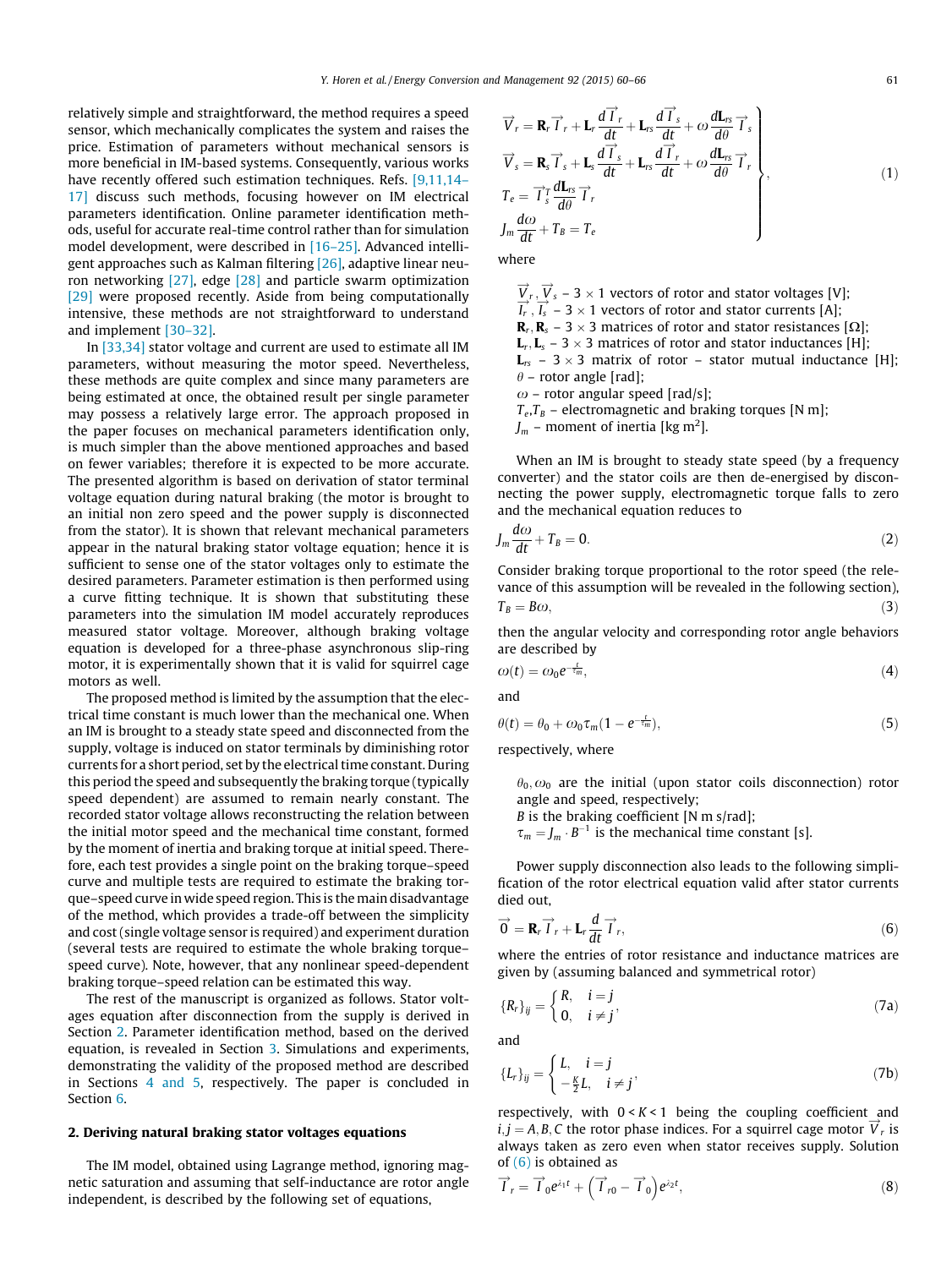relatively simple and straightforward, the method requires a speed sensor, which mechanically complicates the system and raises the price. Estimation of parameters without mechanical sensors is more beneficial in IM-based systems. Consequently, various works have recently offered such estimation techniques. Refs. [9,11,14–17] discuss such methods, focusing however on IM electrical parameters identification. Online parameter identification methods, useful for accurate real-time control rather than for simulation model development, were described in [16–25]. Advanced intelligent approaches such as Kalman filtering [26], adaptive linear neuron networking [27], edge [28] and particle swarm optimization [29] were proposed recently. Aside from being computationally intensive, these methods are not straightforward to understand and implement [30–32].

In [33,34] stator voltage and current are used to estimate all IM parameters, without measuring the motor speed. Nevertheless, these methods are quite complex and since many parameters are being estimated at once, the obtained result per single parameter may possess a relatively large error. The approach proposed in the paper focuses on mechanical parameters identification only, is much simpler than the above mentioned approaches and based on fewer variables; therefore it is expected to be more accurate. The presented algorithm is based on derivation of stator terminal voltage equation during natural braking (the motor is brought to an initial non zero speed and the power supply is disconnected from the stator). It is shown that relevant mechanical parameters appear in the natural braking stator voltage equation; hence it is sufficient to sense one of the stator voltages only to estimate the desired parameters. Parameter estimation is then performed using a curve fitting technique. It is shown that substituting these parameters into the simulation IM model accurately reproduces measured stator voltage. Moreover, although braking voltage equation is developed for a three-phase asynchronous slip-ring motor, it is experimentally shown that it is valid for squirrel cage motors as well.

The proposed method is limited by the assumption that the electrical time constant is much lower than the mechanical one. When an IM is brought to a steady state speed and disconnected from the supply, voltage is induced on stator terminals by diminishing rotor currents for a short period, set by the electrical time constant. During this period the speed and subsequently the braking torque (typically speed dependent) are assumed to remain nearly constant. The recorded stator voltage allows reconstructing the relation between the initial motor speed and the mechanical time constant, formed by the moment of inertia and braking torque at initial speed. Therefore, each test provides a single point on the braking torque–speed curve and multiple tests are required to estimate the braking torque–speed curve in wide speed region. This is the main disadvantage of the method, which provides a trade-off between the simplicity and cost (single voltage sensor is required) and experiment duration (several tests are required to estimate the whole braking torque–speed curve). Note, however, that any nonlinear speed-dependent braking torque–speed relation can be estimated this way.

The rest of the manuscript is organized as follows. Stator voltages equation after disconnection from the supply is derived in Section 2. Parameter identification method, based on the derived equation, is revealed in Section 3. Simulations and experiments, demonstrating the validity of the proposed method are described in Sections 4 and 5, respectively. The paper is concluded in Section 6.

## 2. Deriving natural braking stator voltages equations

The IM model, obtained using Lagrange method, ignoring magnetic saturation and assuming that self-inductance are rotor angle independent, is described by the following set of equations,

$$\left.\begin{aligned}
\vec{V}_r &= \mathbf{R}_r\vec{I}_r + \mathbf{L}_r\frac{d\vec{I}_r}{dt} + \mathbf{L}_{rs}\frac{d\vec{I}_s}{dt} + \omega\frac{d\mathbf{L}_{rs}}{d\theta}\vec{I}_s \\
\vec{V}_s &= \mathbf{R}_s\vec{I}_s + \mathbf{L}_s\frac{d\vec{I}_s}{dt} + \mathbf{L}_{rs}\frac{d\vec{I}_r}{dt} + \omega\frac{d\mathbf{L}_{rs}}{d\theta}\vec{I}_r \\
T_e &= \vec{I}_s^{\,T}\frac{d\mathbf{L}_{rs}}{d\theta}\vec{I}_r \\
J_m\frac{d\omega}{dt} + T_B &= T_e
\end{aligned}\right\}, \tag{1}$$

where

$\vec{V}_r, \vec{V}_s$ – $3\times1$ vectors of rotor and stator voltages [V];
$\vec{I}_r, \vec{I}_s$ – $3\times1$ vectors of rotor and stator currents [A];
$\mathbf{R}_r, \mathbf{R}_s$ – $3\times3$ matrices of rotor and stator resistances [Ω];
$\mathbf{L}_r, \mathbf{L}_s$ – $3\times3$ matrices of rotor and stator inductances [H];
$\mathbf{L}_{rs}$ – $3\times3$ matrix of rotor – stator mutual inductance [H];
$\theta$ – rotor angle [rad];
$\omega$ – rotor angular speed [rad/s];
$T_e, T_B$ – electromagnetic and braking torques [N m];
$J_m$ – moment of inertia [kg m$^2$].

When an IM is brought to steady state speed (by a frequency converter) and the stator coils are then de-energised by disconnecting the power supply, electromagnetic torque falls to zero and the mechanical equation reduces to

$$J_m\frac{d\omega}{dt} + T_B = 0. \tag{2}$$

Consider braking torque proportional to the rotor speed (the relevance of this assumption will be revealed in the following section),

$$T_B = B\omega, \tag{3}$$

then the angular velocity and corresponding rotor angle behaviors are described by

$$\omega(t) = \omega_0 e^{-\frac{t}{\tau_m}}, \tag{4}$$

and

$$\theta(t) = \theta_0 + \omega_0\tau_m\left(1 - e^{-\frac{t}{\tau_m}}\right), \tag{5}$$

respectively, where

$\theta_0, \omega_0$ are the initial (upon stator coils disconnection) rotor angle and speed, respectively;
$B$ is the braking coefficient [N m s/rad];
$\tau_m = J_m \cdot B^{-1}$ is the mechanical time constant [s].

Power supply disconnection also leads to the following simplification of the rotor electrical equation valid after stator currents died out,

$$\vec{0} = \mathbf{R}_r\vec{I}_r + \mathbf{L}_r\frac{d}{dt}\vec{I}_r, \tag{6}$$

where the entries of rotor resistance and inductance matrices are given by (assuming balanced and symmetrical rotor)

$$\{R_r\}_{ij} = \begin{cases} R, & i = j \\ 0, & i \neq j \end{cases}, \tag{7a}$$

and

$$\{L_r\}_{ij} = \begin{cases} L, & i = j \\ -\frac{K}{2}L, & i \neq j \end{cases}, \tag{7b}$$

respectively, with $0 < K < 1$ being the coupling coefficient and $i, j = A, B, C$ the rotor phase indices. For a squirrel cage motor $\vec{V}_r$ is always taken as zero even when stator receives supply. Solution of (6) is obtained as

$$\vec{I}_r = \vec{I}_0 e^{\lambda_1 t} + \left(\vec{I}_{r0} - \vec{I}_0\right)e^{\lambda_2 t}, \tag{8}$$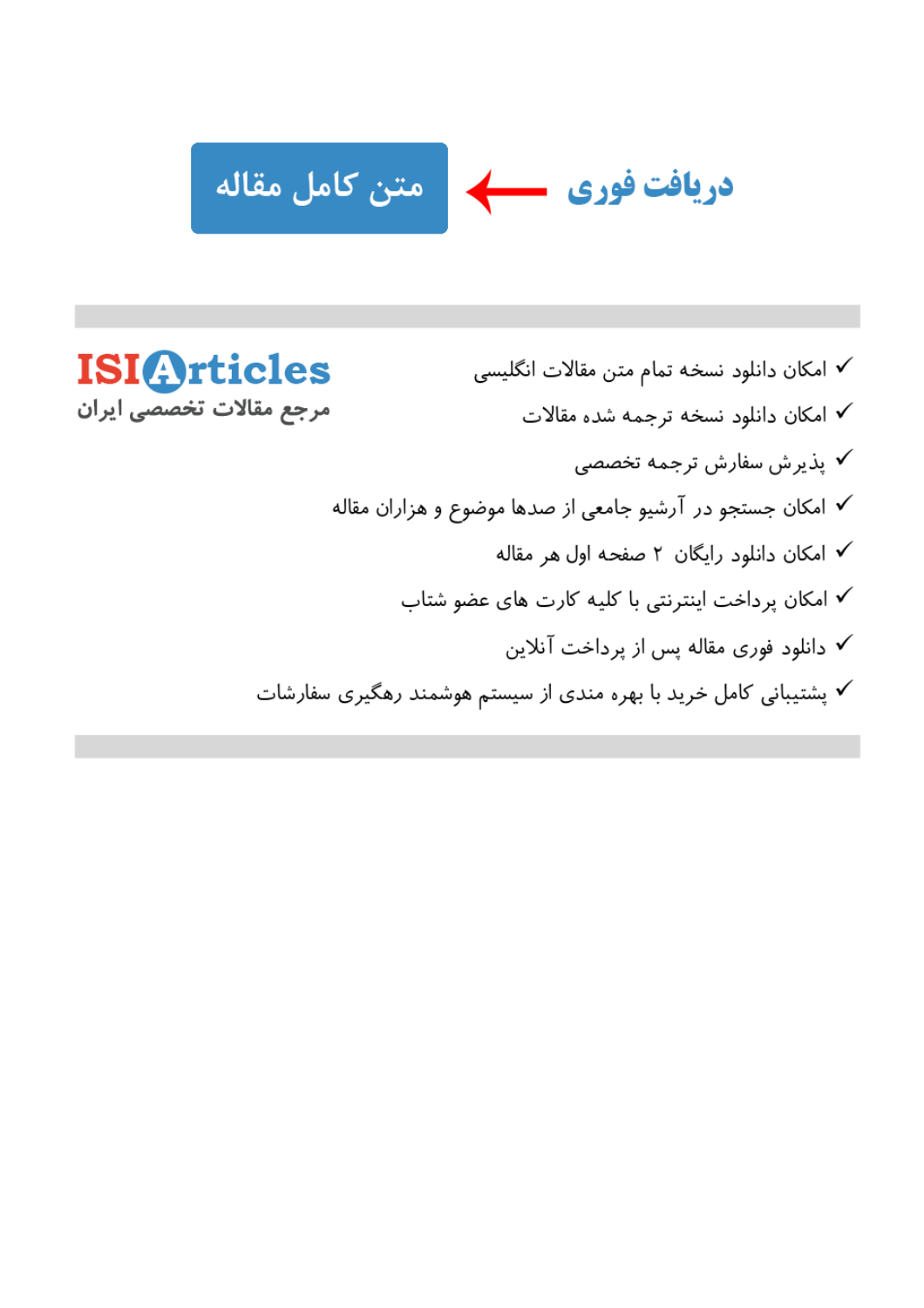دریافت فوری ← متن کامل مقاله

ISIArticles
مرجع مقالات تخصصی ایران

- ✓ امکان دانلود نسخه تمام متن مقالات انگلیسی
- ✓ امکان دانلود نسخه ترجمه شده مقالات
- ✓ پذیرش سفارش ترجمه تخصصی
- ✓ امکان جستجو در آرشیو جامعی از صدها موضوع و هزاران مقاله
- ✓ امکان دانلود رایگان ۲ صفحه اول هر مقاله
- ✓ امکان پرداخت اینترنتی با کلیه کارت های عضو شتاب
- ✓ دانلود فوری مقاله پس از پرداخت آنلاین
- ✓ پشتیبانی کامل خرید با بهره مندی از سیستم هوشمند رهگیری سفارشات